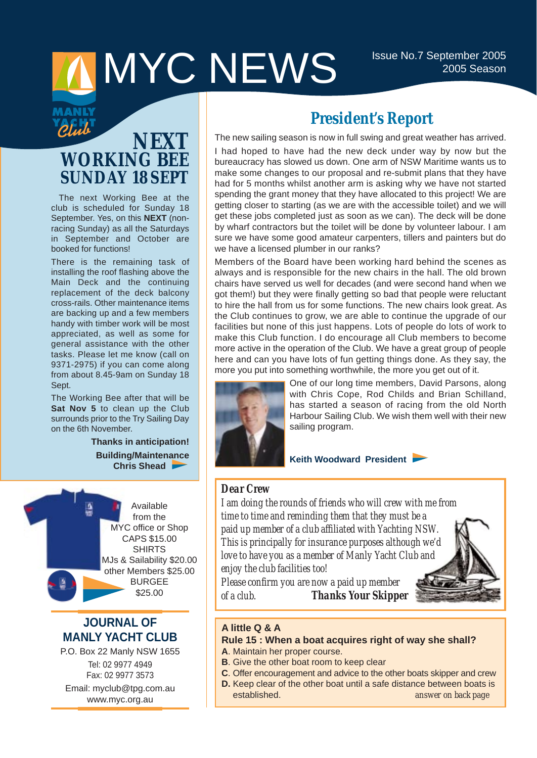# MYC NEWS

Issue No.7 September 2005
2005 Season

MANLY YACHT Club

## NEXT WORKING BEE SUNDAY 18 SEPT

The next Working Bee at the club is scheduled for Sunday 18 September. Yes, on this **NEXT** (non-racing Sunday) as all the Saturdays in September and October are booked for functions!

There is the remaining task of installing the roof flashing above the Main Deck and the continuing replacement of the deck balcony cross-rails. Other maintenance items are backing up and a few members handy with timber work will be most appreciated, as well as some for general assistance with the other tasks. Please let me know (call on 9371-2975) if you can come along from about 8.45-9am on Sunday 18 Sept.

The Working Bee after that will be **Sat Nov 5** to clean up the Club surrounds prior to the Try Sailing Day on the 6th November.

**Thanks in anticipation!**

**Building/Maintenance**
**Chris Shead**

Available from the MYC office or Shop
CAPS $15.00
SHIRTS
MJs & Sailability $20.00
other Members $25.00
BURGEE
$25.00

### JOURNAL OF MANLY YACHT CLUB

P.O. Box 22 Manly NSW 1655
Tel: 02 9977 4949
Fax: 02 9977 3573
Email: myclub@tpg.com.au
www.myc.org.au

## President's Report

The new sailing season is now in full swing and great weather has arrived.

I had hoped to have had the new deck under way by now but the bureaucracy has slowed us down. One arm of NSW Maritime wants us to make some changes to our proposal and re-submit plans that they have had for 5 months whilst another arm is asking why we have not started spending the grant money that they have allocated to this project! We are getting closer to starting (as we are with the accessible toilet) and we will get these jobs completed just as soon as we can). The deck will be done by wharf contractors but the toilet will be done by volunteer labour. I am sure we have some good amateur carpenters, tillers and painters but do we have a licensed plumber in our ranks?

Members of the Board have been working hard behind the scenes as always and is responsible for the new chairs in the hall. The old brown chairs have served us well for decades (and were second hand when we got them!) but they were finally getting so bad that people were reluctant to hire the hall from us for some functions. The new chairs look great. As the Club continues to grow, we are able to continue the upgrade of our facilities but none of this just happens. Lots of people do lots of work to make this Club function. I do encourage all Club members to become more active in the operation of the Club. We have a great group of people here and can you have lots of fun getting things done. As they say, the more you put into something worthwhile, the more you get out of it.

One of our long time members, David Parsons, along with Chris Cope, Rod Childs and Brian Schilland, has started a season of racing from the old North Harbour Sailing Club. We wish them well with their new sailing program.

**Keith Woodward President**

***Dear Crew***

*I am doing the rounds of friends who will crew with me from time to time and reminding them that they must be a paid up member of a club affiliated with Yachting NSW. This is principally for insurance purposes although we'd love to have you as a member of Manly Yacht Club and enjoy the club facilities too!*

*Please confirm you are now a paid up member of a club.* ***Thanks Your Skipper***

**A little Q & A**

**Rule 15 : When a boat acquires right of way she shall?**

**A**. Maintain her proper course.
**B**. Give the other boat room to keep clear
**C**. Offer encouragement and advice to the other boats skipper and crew
**D.** Keep clear of the other boat until a safe distance between boats is established.

*answer on back page*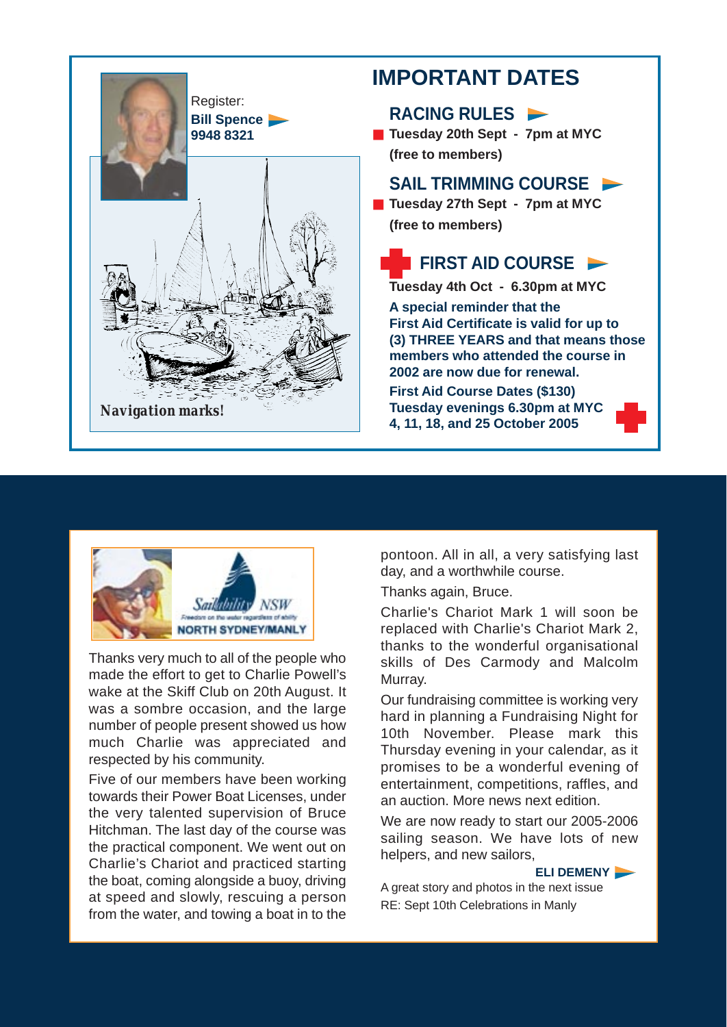Register:
**Bill Spence**
**9948 8321**

*Navigation marks!*

# IMPORTANT DATES

## RACING RULES

- **Tuesday 20th Sept - 7pm at MYC (free to members)**

## SAIL TRIMMING COURSE

- **Tuesday 27th Sept - 7pm at MYC (free to members)**

## FIRST AID COURSE

**Tuesday 4th Oct - 6.30pm at MYC**

**A special reminder that the First Aid Certificate is valid for up to (3) THREE YEARS and that means those members who attended the course in 2002 are now due for renewal.**

**First Aid Course Dates ($130)**
**Tuesday evenings 6.30pm at MYC**
**4, 11, 18, and 25 October 2005**

---

Sailability NSW
Freedom on the water regardless of ability
NORTH SYDNEY/MANLY

Thanks very much to all of the people who made the effort to get to Charlie Powell's wake at the Skiff Club on 20th August. It was a sombre occasion, and the large number of people present showed us how much Charlie was appreciated and respected by his community.

Five of our members have been working towards their Power Boat Licenses, under the very talented supervision of Bruce Hitchman. The last day of the course was the practical component. We went out on Charlie's Chariot and practiced starting the boat, coming alongside a buoy, driving at speed and slowly, rescuing a person from the water, and towing a boat in to the pontoon. All in all, a very satisfying last day, and a worthwhile course.

Thanks again, Bruce.

Charlie's Chariot Mark 1 will soon be replaced with Charlie's Chariot Mark 2, thanks to the wonderful organisational skills of Des Carmody and Malcolm Murray.

Our fundraising committee is working very hard in planning a Fundraising Night for 10th November. Please mark this Thursday evening in your calendar, as it promises to be a wonderful evening of entertainment, competitions, raffles, and an auction. More news next edition.

We are now ready to start our 2005-2006 sailing season. We have lots of new helpers, and new sailors,

**ELI DEMENY**

A great story and photos in the next issue RE: Sept 10th Celebrations in Manly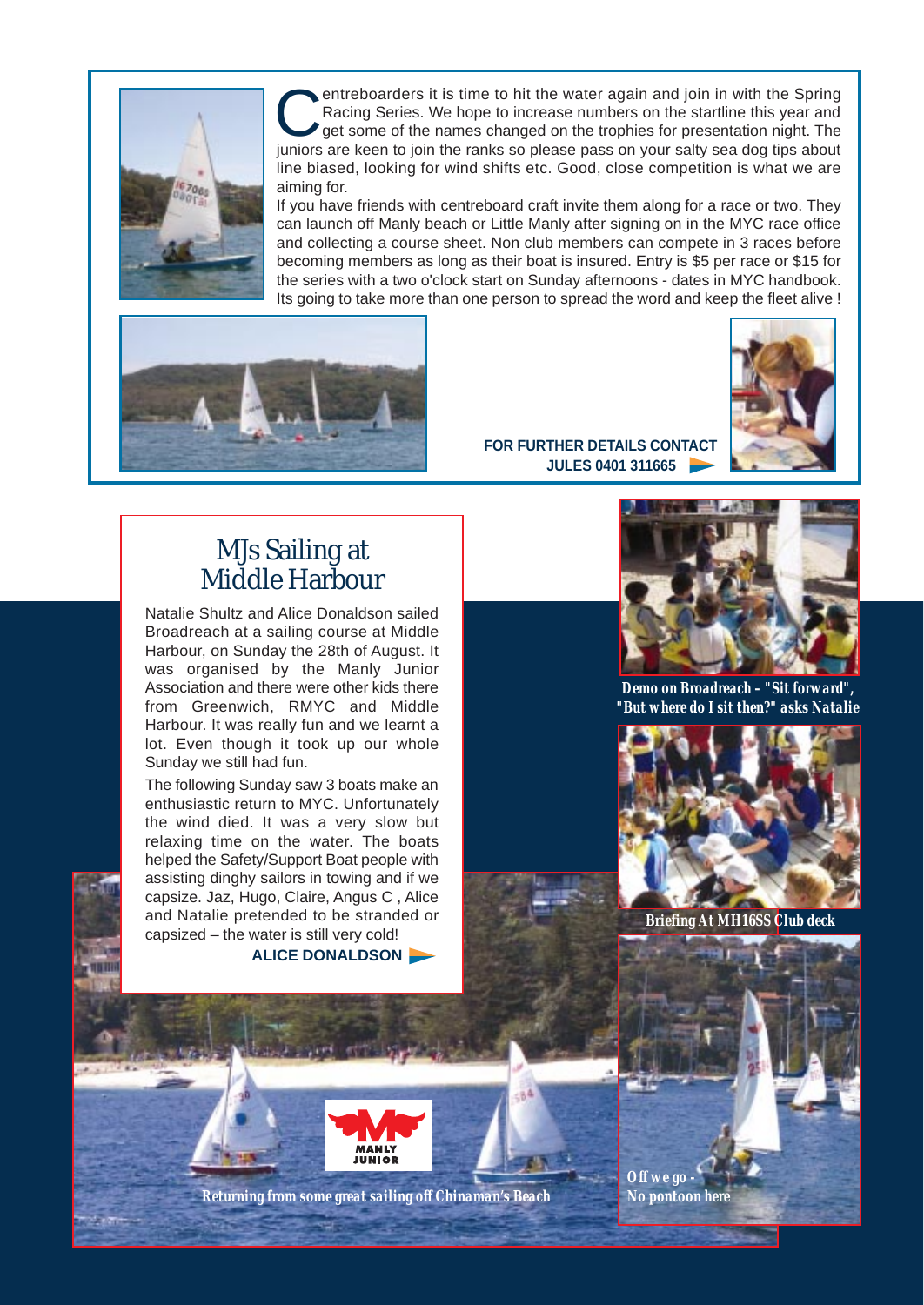Centreboarders it is time to hit the water again and join in with the Spring Racing Series. We hope to increase numbers on the startline this year and get some of the names changed on the trophies for presentation night. The juniors are keen to join the ranks so please pass on your salty sea dog tips about line biased, looking for wind shifts etc. Good, close competition is what we are aiming for.

If you have friends with centreboard craft invite them along for a race or two. They can launch off Manly beach or Little Manly after signing on in the MYC race office and collecting a course sheet. Non club members can compete in 3 races before becoming members as long as their boat is insured. Entry is $5 per race or $15 for the series with a two o'clock start on Sunday afternoons - dates in MYC handbook. Its going to take more than one person to spread the word and keep the fleet alive !

**FOR FURTHER DETAILS CONTACT JULES 0401 311665**

## MJs Sailing at Middle Harbour

Natalie Shultz and Alice Donaldson sailed Broadreach at a sailing course at Middle Harbour, on Sunday the 28th of August. It was organised by the Manly Junior Association and there were other kids there from Greenwich, RMYC and Middle Harbour. It was really fun and we learnt a lot. Even though it took up our whole Sunday we still had fun.

The following Sunday saw 3 boats make an enthusiastic return to MYC. Unfortunately the wind died. It was a very slow but relaxing time on the water. The boats helped the Safety/Support Boat people with assisting dinghy sailors in towing and if we capsize. Jaz, Hugo, Claire, Angus C , Alice and Natalie pretended to be stranded or capsized – the water is still very cold!

**ALICE DONALDSON**

*Demo on Broadreach - "Sit forward", "But where do I sit then?" asks Natalie*

*Briefing At MH16SS Club deck*

*Off we go - No pontoon here*

*Returning from some great sailing off Chinaman's Beach*

MANLY JUNIOR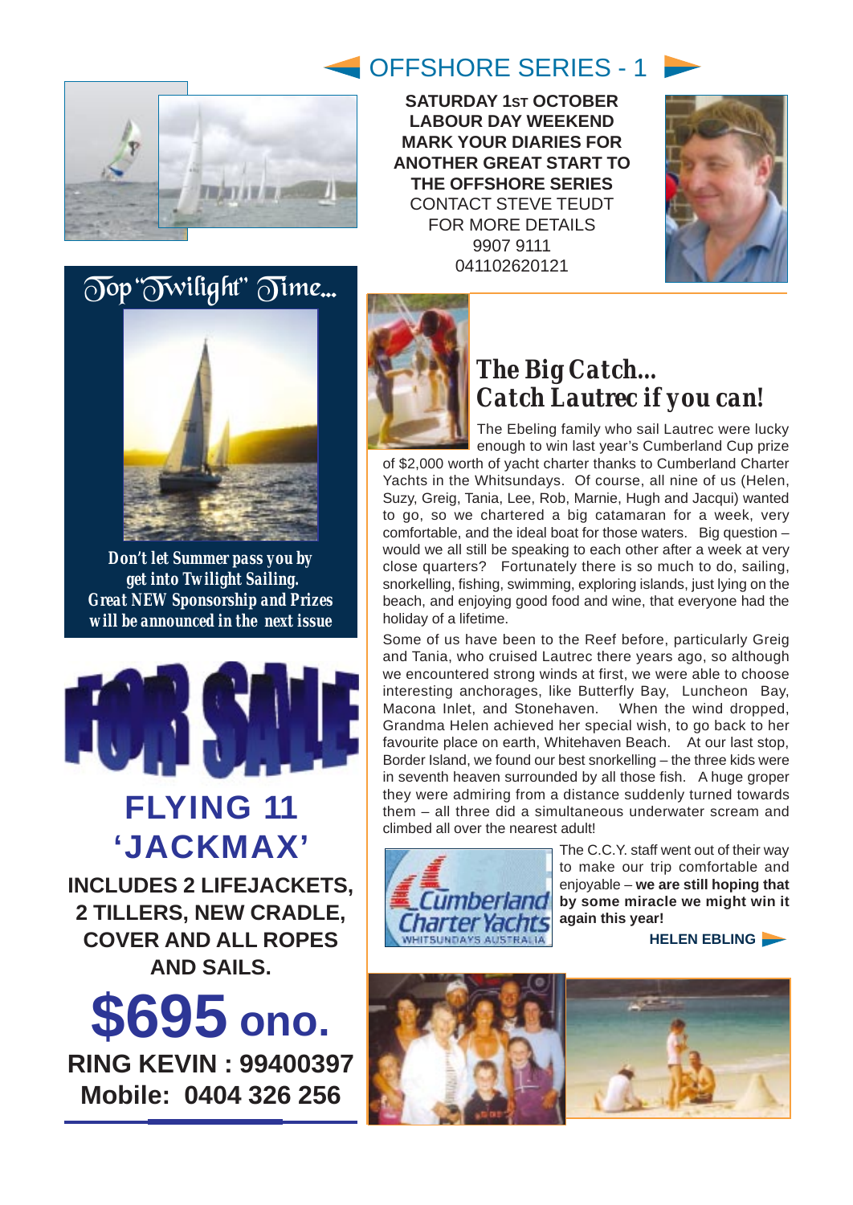## OFFSHORE SERIES - 1

**SATURDAY 1ST OCTOBER**
**LABOUR DAY WEEKEND**
**MARK YOUR DIARIES FOR ANOTHER GREAT START TO THE OFFSHORE SERIES**
CONTACT STEVE TEUDT
FOR MORE DETAILS
9907 9111
041102620121

## Top "Twilight" Time...

***Don't let Summer pass you by get into Twilight Sailing. Great NEW Sponsorship and Prizes will be announced in the next issue***

# FOR SALE

## FLYING 11 'JACKMAX'

**INCLUDES 2 LIFEJACKETS, 2 TILLERS, NEW CRADLE, COVER AND ALL ROPES AND SAILS.**

**$695 ono.**

**RING KEVIN : 99400397**
**Mobile: 0404 326 256**

## *The Big Catch... Catch Lautrec if you can!*

The Ebeling family who sail Lautrec were lucky enough to win last year's Cumberland Cup prize of $2,000 worth of yacht charter thanks to Cumberland Charter Yachts in the Whitsundays. Of course, all nine of us (Helen, Suzy, Greig, Tania, Lee, Rob, Marnie, Hugh and Jacqui) wanted to go, so we chartered a big catamaran for a week, very comfortable, and the ideal boat for those waters. Big question – would we all still be speaking to each other after a week at very close quarters? Fortunately there is so much to do, sailing, snorkelling, fishing, swimming, exploring islands, just lying on the beach, and enjoying good food and wine, that everyone had the holiday of a lifetime.

Some of us have been to the Reef before, particularly Greig and Tania, who cruised Lautrec there years ago, so although we encountered strong winds at first, we were able to choose interesting anchorages, like Butterfly Bay, Luncheon Bay, Macona Inlet, and Stonehaven. When the wind dropped, Grandma Helen achieved her special wish, to go back to her favourite place on earth, Whitehaven Beach. At our last stop, Border Island, we found our best snorkelling – the three kids were in seventh heaven surrounded by all those fish. A huge groper they were admiring from a distance suddenly turned towards them – all three did a simultaneous underwater scream and climbed all over the nearest adult!

Cumberland Charter Yachts
WHITSUNDAYS AUSTRALIA

The C.C.Y. staff went out of their way to make our trip comfortable and enjoyable – **we are still hoping that by some miracle we might win it again this year!**

**HELEN EBLING**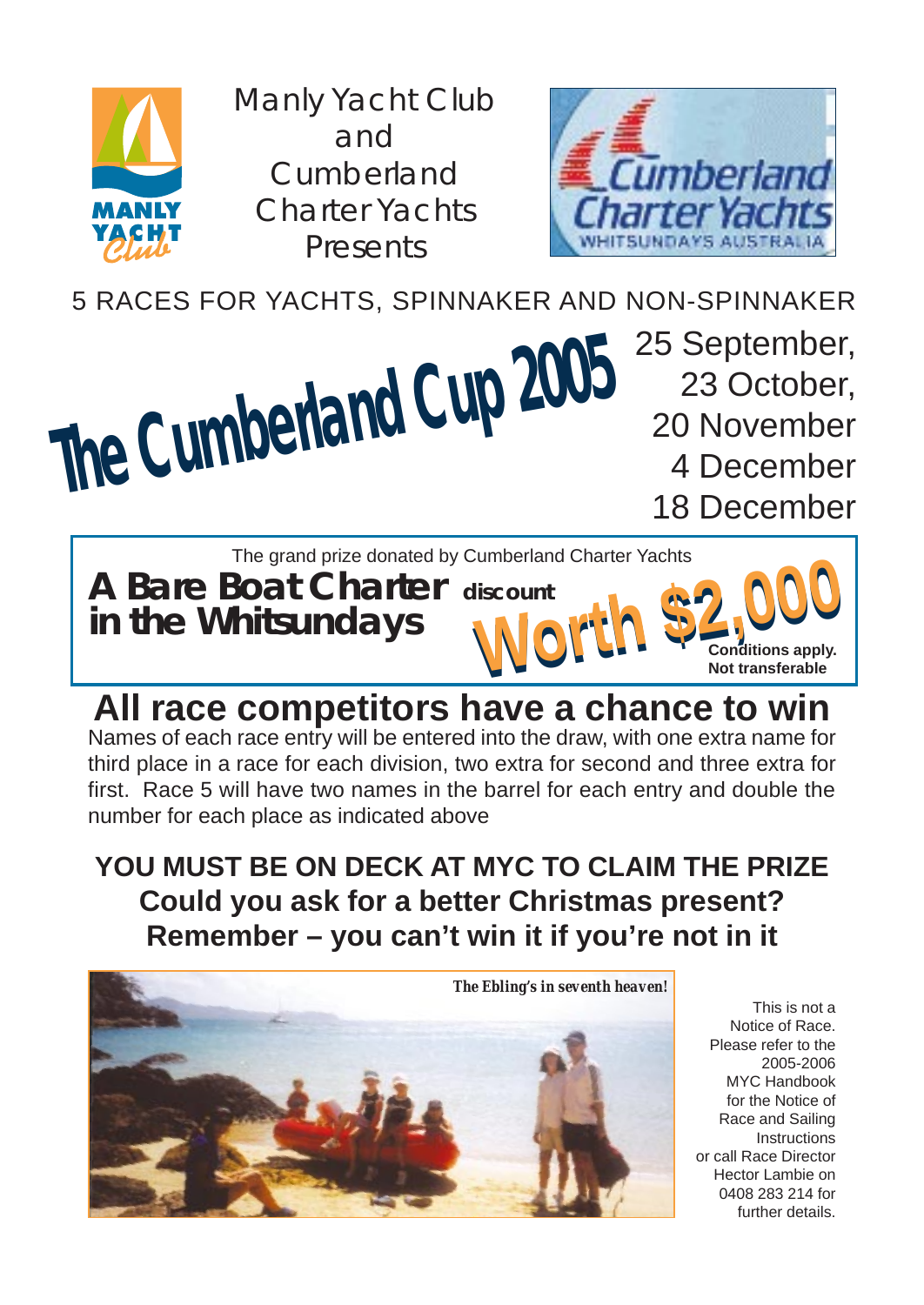Manly Yacht Club and Cumberland Charter Yachts Presents

5 RACES FOR YACHTS, SPINNAKER AND NON-SPINNAKER

# The Cumberland Cup 2005

25 September,
23 October,
20 November
4 December
18 December

The grand prize donated by Cumberland Charter Yachts

**A Bare Boat Charter discount in the Whitsundays**

**Worth $2,000**

**Conditions apply. Not transferable**

## All race competitors have a chance to win

Names of each race entry will be entered into the draw, with one extra name for third place in a race for each division, two extra for second and three extra for first. Race 5 will have two names in the barrel for each entry and double the number for each place as indicated above

**YOU MUST BE ON DECK AT MYC TO CLAIM THE PRIZE**
**Could you ask for a better Christmas present?**
**Remember – you can't win it if you're not in it**

*The Ebling's in seventh heaven!*

This is not a Notice of Race. Please refer to the 2005-2006 MYC Handbook for the Notice of Race and Sailing Instructions or call Race Director Hector Lambie on 0408 283 214 for further details.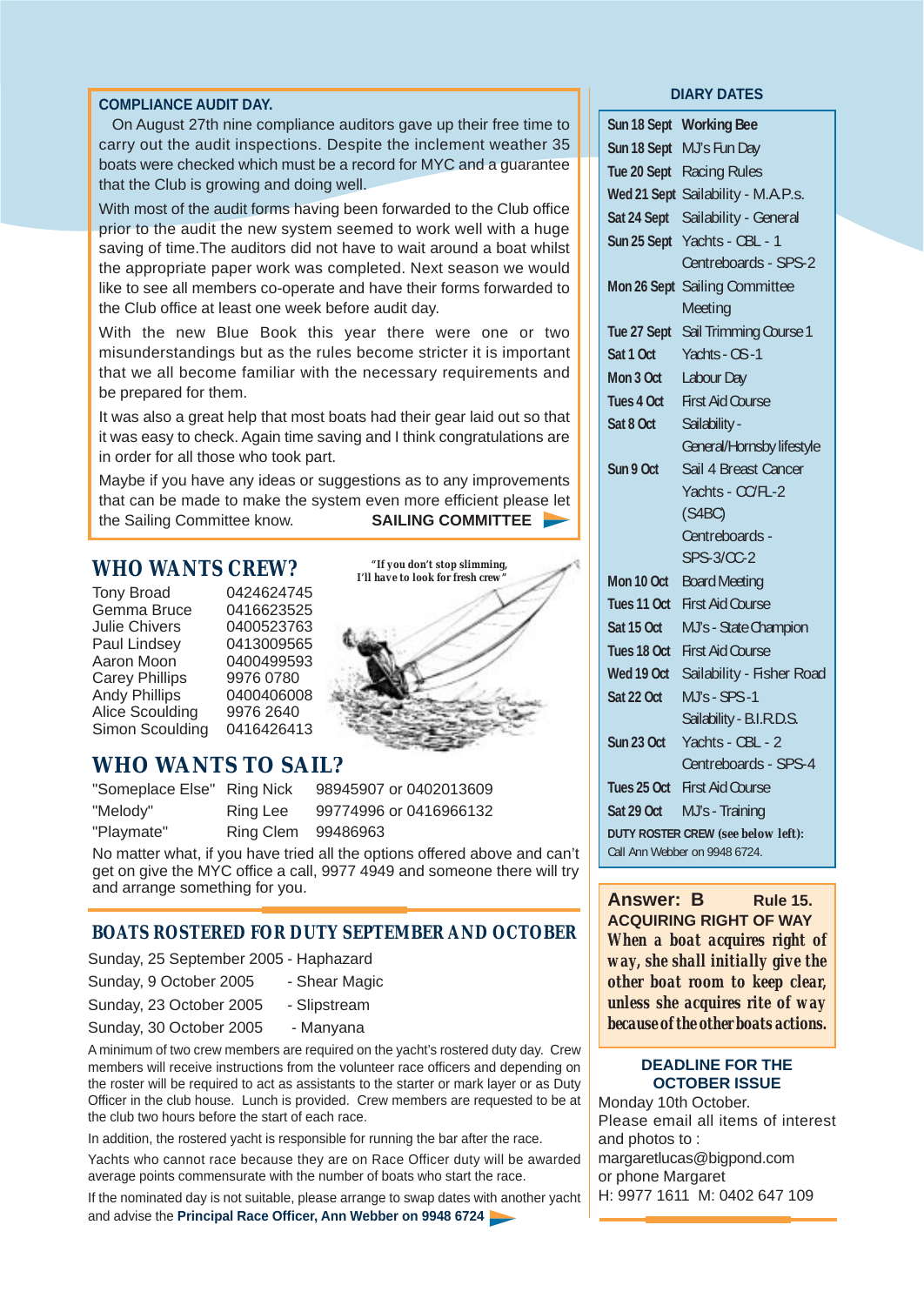## COMPLIANCE AUDIT DAY.

On August 27th nine compliance auditors gave up their free time to carry out the audit inspections. Despite the inclement weather 35 boats were checked which must be a record for MYC and a guarantee that the Club is growing and doing well.

With most of the audit forms having been forwarded to the Club office prior to the audit the new system seemed to work well with a huge saving of time.The auditors did not have to wait around a boat whilst the appropriate paper work was completed. Next season we would like to see all members co-operate and have their forms forwarded to the Club office at least one week before audit day.

With the new Blue Book this year there were one or two misunderstandings but as the rules become stricter it is important that we all become familiar with the necessary requirements and be prepared for them.

It was also a great help that most boats had their gear laid out so that it was easy to check. Again time saving and I think congratulations are in order for all those who took part.

Maybe if you have any ideas or suggestions as to any improvements that can be made to make the system even more efficient please let the Sailing Committee know.

**SAILING COMMITTEE**

## WHO WANTS CREW?

*"If you don't stop slimming, I'll have to look for fresh crew"*

| | |
|---|---|
| Tony Broad | 0424624745 |
| Gemma Bruce | 0416623525 |
| Julie Chivers | 0400523763 |
| Paul Lindsey | 0413009565 |
| Aaron Moon | 0400499593 |
| Carey Phillips | 9976 0780 |
| Andy Phillips | 0400406008 |
| Alice Scoulding | 9976 2640 |
| Simon Scoulding | 0416426413 |

## WHO WANTS TO SAIL?

| | | |
|---|---|---|
| "Someplace Else" | Ring Nick | 98945907 or 0402013609 |
| "Melody" | Ring Lee | 99774996 or 0416966132 |
| "Playmate" | Ring Clem | 99486963 |

No matter what, if you have tried all the options offered above and can't get on give the MYC office a call, 9977 4949 and someone there will try and arrange something for you.

## BOATS ROSTERED FOR DUTY SEPTEMBER AND OCTOBER

Sunday, 25 September 2005 - Haphazard
Sunday, 9 October 2005 - Shear Magic
Sunday, 23 October 2005 - Slipstream
Sunday, 30 October 2005 - Manyana

A minimum of two crew members are required on the yacht's rostered duty day. Crew members will receive instructions from the volunteer race officers and depending on the roster will be required to act as assistants to the starter or mark layer or as Duty Officer in the club house. Lunch is provided. Crew members are requested to be at the club two hours before the start of each race.

In addition, the rostered yacht is responsible for running the bar after the race.

Yachts who cannot race because they are on Race Officer duty will be awarded average points commensurate with the number of boats who start the race.

If the nominated day is not suitable, please arrange to swap dates with another yacht and advise the **Principal Race Officer, Ann Webber on 9948 6724**

## DIARY DATES

| | |
|---|---|
| Sun 18 Sept | Working Bee |
| Sun 18 Sept | MJ's Fun Day |
| Tue 20 Sept | Racing Rules |
| Wed 21 Sept | Sailability - M.A.P.s. |
| Sat 24 Sept | Sailability - General |
| Sun 25 Sept | Yachts - CBL - 1<br>Centreboards - SPS-2 |
| Mon 26 Sept | Sailing Committee Meeting |
| Tue 27 Sept | Sail Trimming Course 1 |
| Sat 1 Oct | Yachts - OS -1 |
| Mon 3 Oct | Labour Day |
| Tues 4 Oct | First Aid Course |
| Sat 8 Oct | Sailability - General/Hornsby lifestyle |
| Sun 9 Oct | Sail 4 Breast Cancer<br>Yachts - CC/FL-2 (S4BC)<br>Centreboards - SPS-3/CC-2 |
| Mon 10 Oct | Board Meeting |
| Tues 11 Oct | First Aid Course |
| Sat 15 Oct | MJ's - State Champion |
| Tues 18 Oct | First Aid Course |
| Wed 19 Oct | Sailability - Fisher Road |
| Sat 22 Oct | MJ's - SPS -1<br>Sailability - B.I.R.D.S. |
| Sun 23 Oct | Yachts - CBL - 2<br>Centreboards - SPS-4 |
| Tues 25 Oct | First Aid Course |
| Sat 29 Oct | MJ's - Training |

**DUTY ROSTER CREW (see below left):**
Call Ann Webber on 9948 6724.

**Answer: B** **Rule 15.**
**ACQUIRING RIGHT OF WAY**
***When a boat acquires right of way, she shall initially give the other boat room to keep clear, unless she acquires rite of way because of the other boats actions.***

### DEADLINE FOR THE OCTOBER ISSUE

Monday 10th October.
Please email all items of interest and photos to :
margaretlucas@bigpond.com
or phone Margaret
H: 9977 1611 M: 0402 647 109